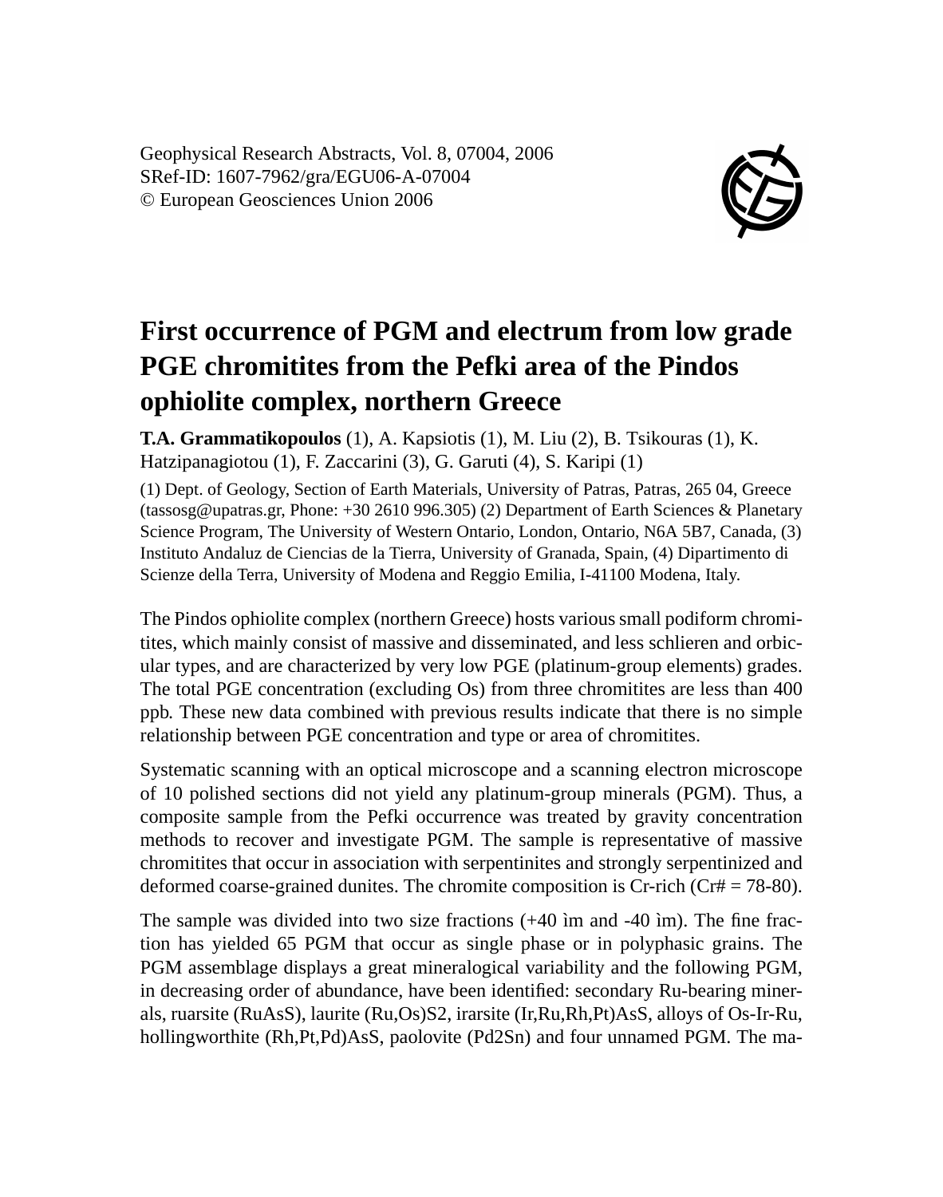# First occurrence of PGM and electrum from low grade PGE chromitites from the Pefki area of the Pindos ophiolite complex, northern Greece

**T.A. Grammatikopoulos** (1), A. Kapsiotis (1), M. Liu (2), B. Tsikouras (1), K. Hatzipanagiotou (1), F. Zaccarini (3), G. Garuti (4), S. Karipi (1)

(1) Dept. of Geology, Section of Earth Materials, University of Patras, Patras, 265 04, Greece (tassosg@upatras.gr, Phone: +30 2610 996.305) (2) Department of Earth Sciences & Planetary Science Program, The University of Western Ontario, London, Ontario, N6A 5B7, Canada, (3) Instituto Andaluz de Ciencias de la Tierra, University of Granada, Spain, (4) Dipartimento di Scienze della Terra, University of Modena and Reggio Emilia, I-41100 Modena, Italy.

The Pindos ophiolite complex (northern Greece) hosts various small podiform chromitites, which mainly consist of massive and disseminated, and less schlieren and orbicular types, and are characterized by very low PGE (platinum-group elements) grades. The total PGE concentration (excluding Os) from three chromitites are less than 400 ppb. These new data combined with previous results indicate that there is no simple relationship between PGE concentration and type or area of chromitites.

Systematic scanning with an optical microscope and a scanning electron microscope of 10 polished sections did not yield any platinum-group minerals (PGM). Thus, a composite sample from the Pefki occurrence was treated by gravity concentration methods to recover and investigate PGM. The sample is representative of massive chromitites that occur in association with serpentinites and strongly serpentinized and deformed coarse-grained dunites. The chromite composition is Cr-rich (Cr# = 78-80).

The sample was divided into two size fractions (+40 ìm and -40 ìm). The fine fraction has yielded 65 PGM that occur as single phase or in polyphasic grains. The PGM assemblage displays a great mineralogical variability and the following PGM, in decreasing order of abundance, have been identified: secondary Ru-bearing minerals, ruarsite (RuAsS), laurite $(Ru,Os)S_2$, irarsite (Ir,Ru,Rh,Pt)AsS, alloys of Os-Ir-Ru, hollingworthite (Rh,Pt,Pd)AsS, paolovite $(Pd_2Sn)$ and four unnamed PGM. The ma-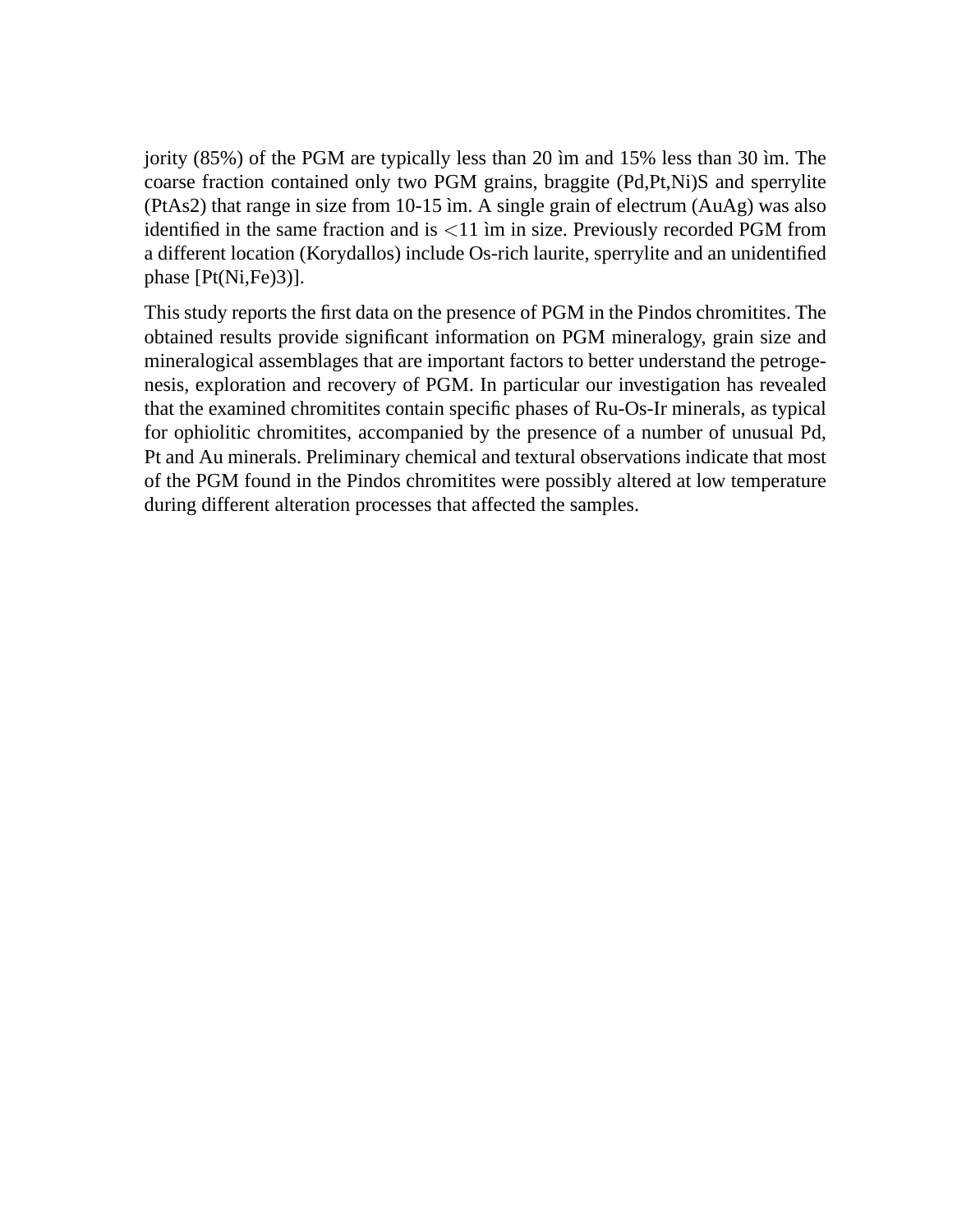jority (85%) of the PGM are typically less than 20 ìm and 15% less than 30 ìm. The coarse fraction contained only two PGM grains, braggite (Pd,Pt,Ni)S and sperrylite ($PtAs_2$) that range in size from 10-15 ìm. A single grain of electrum (AuAg) was also identified in the same fraction and is <11 ìm in size. Previously recorded PGM from a different location (Korydallos) include Os-rich laurite, sperrylite and an unidentified phase [$Pt(Ni,Fe)_3$)].

This study reports the first data on the presence of PGM in the Pindos chromitites. The obtained results provide significant information on PGM mineralogy, grain size and mineralogical assemblages that are important factors to better understand the petrogenesis, exploration and recovery of PGM. In particular our investigation has revealed that the examined chromitites contain specific phases of Ru-Os-Ir minerals, as typical for ophiolitic chromitites, accompanied by the presence of a number of unusual Pd, Pt and Au minerals. Preliminary chemical and textural observations indicate that most of the PGM found in the Pindos chromitites were possibly altered at low temperature during different alteration processes that affected the samples.